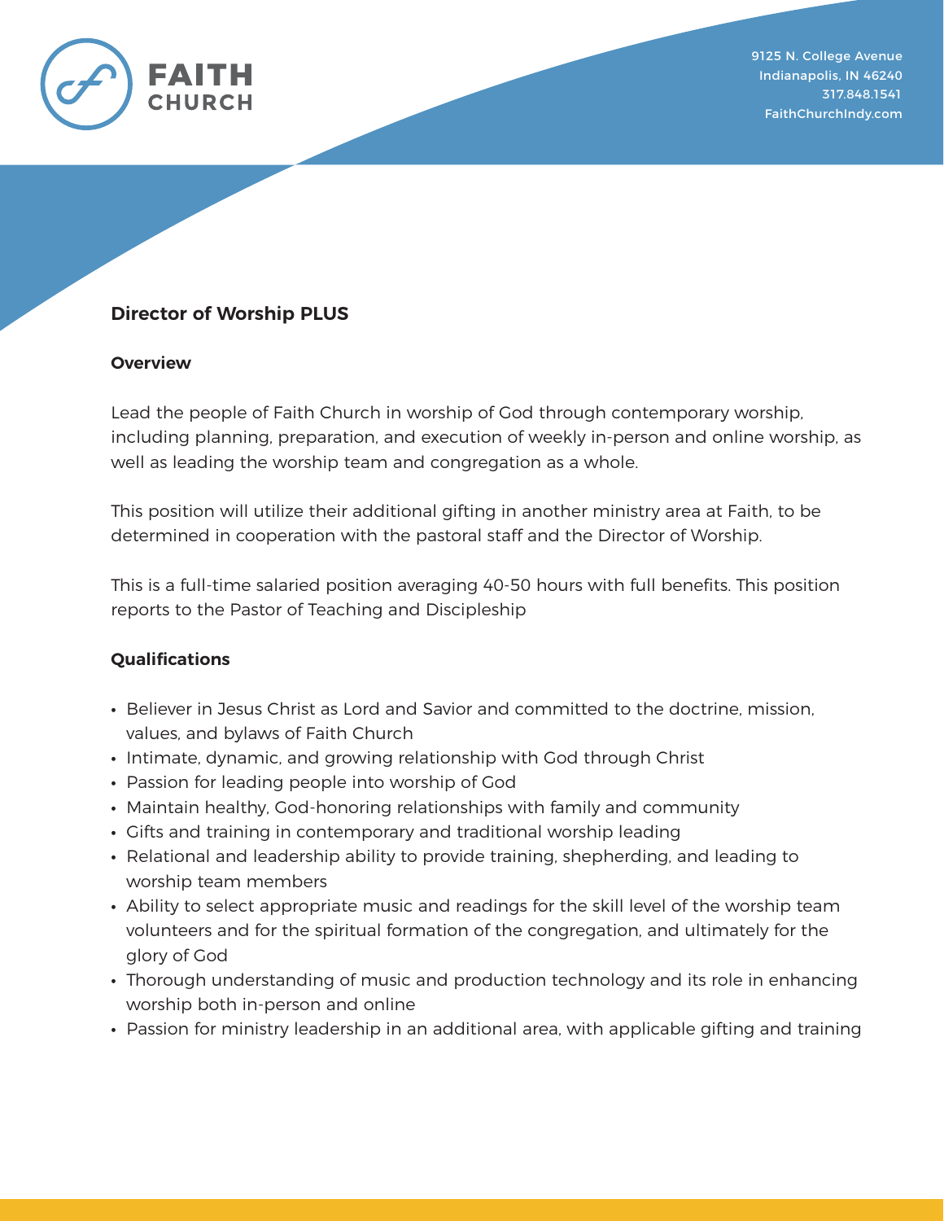FAITH CHURCH

9125 N. College Avenue
Indianapolis, IN 46240
317.848.1541
FaithChurchIndy.com

## Director of Worship PLUS

### Overview

Lead the people of Faith Church in worship of God through contemporary worship, including planning, preparation, and execution of weekly in-person and online worship, as well as leading the worship team and congregation as a whole.

This position will utilize their additional gifting in another ministry area at Faith, to be determined in cooperation with the pastoral staff and the Director of Worship.

This is a full-time salaried position averaging 40-50 hours with full benefits. This position reports to the Pastor of Teaching and Discipleship

### Qualifications

- Believer in Jesus Christ as Lord and Savior and committed to the doctrine, mission, values, and bylaws of Faith Church
- Intimate, dynamic, and growing relationship with God through Christ
- Passion for leading people into worship of God
- Maintain healthy, God-honoring relationships with family and community
- Gifts and training in contemporary and traditional worship leading
- Relational and leadership ability to provide training, shepherding, and leading to worship team members
- Ability to select appropriate music and readings for the skill level of the worship team volunteers and for the spiritual formation of the congregation, and ultimately for the glory of God
- Thorough understanding of music and production technology and its role in enhancing worship both in-person and online
- Passion for ministry leadership in an additional area, with applicable gifting and training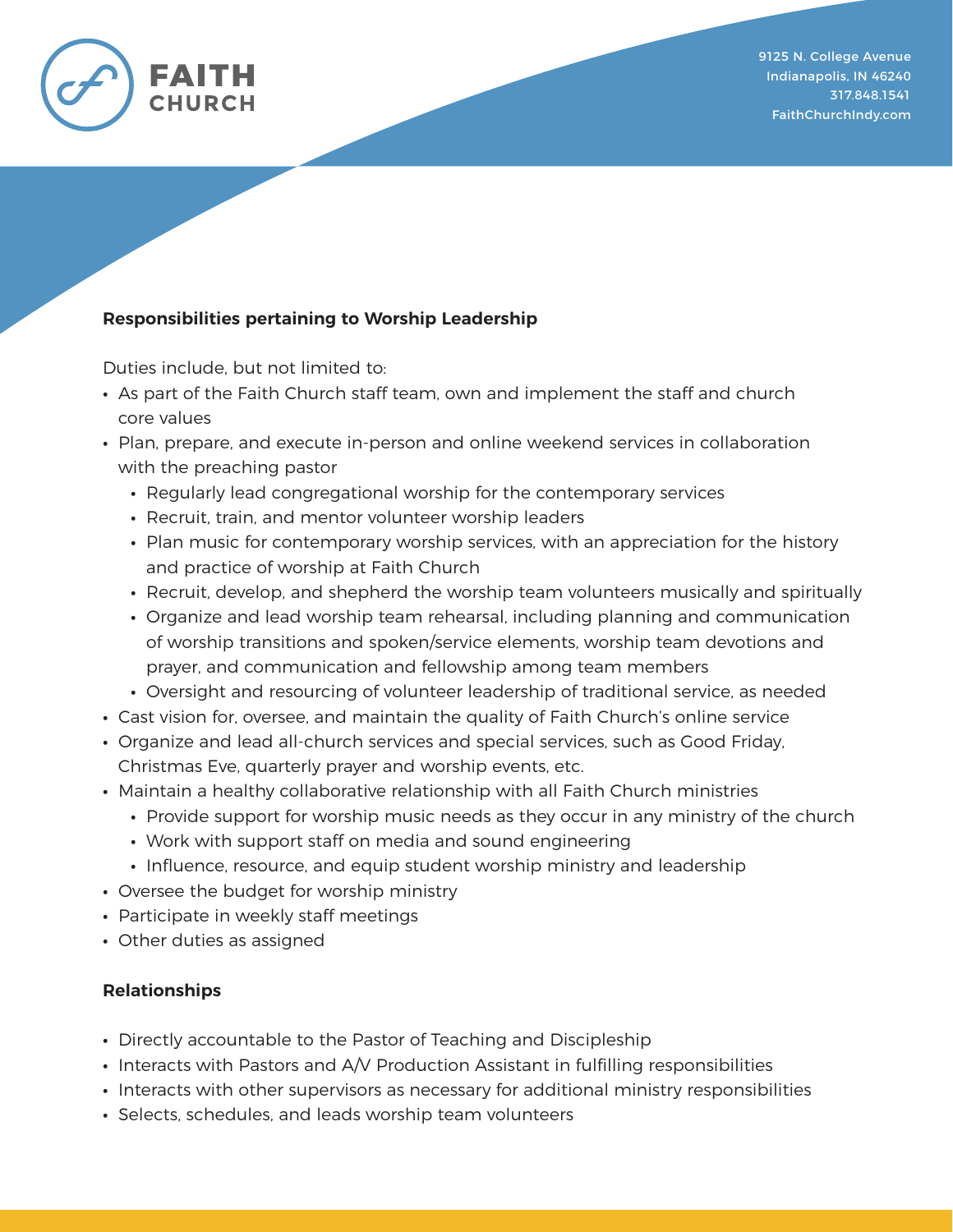**Responsibilities pertaining to Worship Leadership**

Duties include, but not limited to:

- As part of the Faith Church staff team, own and implement the staff and church core values
- Plan, prepare, and execute in-person and online weekend services in collaboration with the preaching pastor
  - Regularly lead congregational worship for the contemporary services
  - Recruit, train, and mentor volunteer worship leaders
  - Plan music for contemporary worship services, with an appreciation for the history and practice of worship at Faith Church
  - Recruit, develop, and shepherd the worship team volunteers musically and spiritually
  - Organize and lead worship team rehearsal, including planning and communication of worship transitions and spoken/service elements, worship team devotions and prayer, and communication and fellowship among team members
  - Oversight and resourcing of volunteer leadership of traditional service, as needed
- Cast vision for, oversee, and maintain the quality of Faith Church's online service
- Organize and lead all-church services and special services, such as Good Friday, Christmas Eve, quarterly prayer and worship events, etc.
- Maintain a healthy collaborative relationship with all Faith Church ministries
  - Provide support for worship music needs as they occur in any ministry of the church
  - Work with support staff on media and sound engineering
  - Influence, resource, and equip student worship ministry and leadership
- Oversee the budget for worship ministry
- Participate in weekly staff meetings
- Other duties as assigned

**Relationships**

- Directly accountable to the Pastor of Teaching and Discipleship
- Interacts with Pastors and A/V Production Assistant in fulfilling responsibilities
- Interacts with other supervisors as necessary for additional ministry responsibilities
- Selects, schedules, and leads worship team volunteers